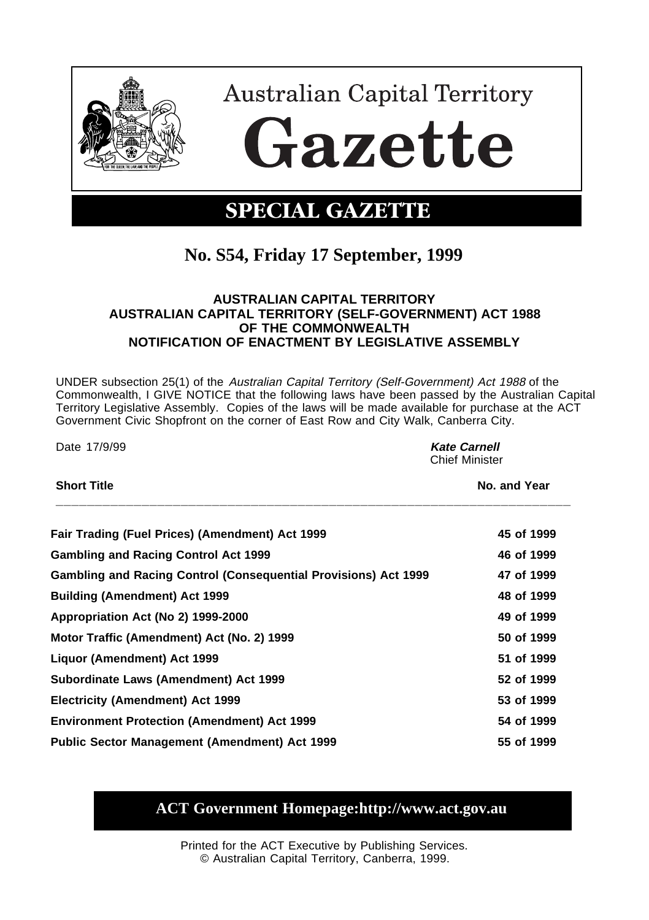# Australian Capital Territory

# Gazette

## SPECIAL GAZETTE

## No. S54, Friday 17 September, 1999

**AUSTRALIAN CAPITAL TERRITORY**
**AUSTRALIAN CAPITAL TERRITORY (SELF-GOVERNMENT) ACT 1988**
**OF THE COMMONWEALTH**
**NOTIFICATION OF ENACTMENT BY LEGISLATIVE ASSEMBLY**

UNDER subsection 25(1) of the *Australian Capital Territory (Self-Government) Act 1988* of the Commonwealth, I GIVE NOTICE that the following laws have been passed by the Australian Capital Territory Legislative Assembly. Copies of the laws will be made available for purchase at the ACT Government Civic Shopfront on the corner of East Row and City Walk, Canberra City.

Date 17/9/99

***Kate Carnell***
Chief Minister

| Short Title | No. and Year |
|---|---|
| **Fair Trading (Fuel Prices) (Amendment) Act 1999** | **45 of 1999** |
| **Gambling and Racing Control Act 1999** | **46 of 1999** |
| **Gambling and Racing Control (Consequential Provisions) Act 1999** | **47 of 1999** |
| **Building (Amendment) Act 1999** | **48 of 1999** |
| **Appropriation Act (No 2) 1999-2000** | **49 of 1999** |
| **Motor Traffic (Amendment) Act (No. 2) 1999** | **50 of 1999** |
| **Liquor (Amendment) Act 1999** | **51 of 1999** |
| **Subordinate Laws (Amendment) Act 1999** | **52 of 1999** |
| **Electricity (Amendment) Act 1999** | **53 of 1999** |
| **Environment Protection (Amendment) Act 1999** | **54 of 1999** |
| **Public Sector Management (Amendment) Act 1999** | **55 of 1999** |

**ACT Government Homepage:http://www.act.gov.au**

Printed for the ACT Executive by Publishing Services.
© Australian Capital Territory, Canberra, 1999.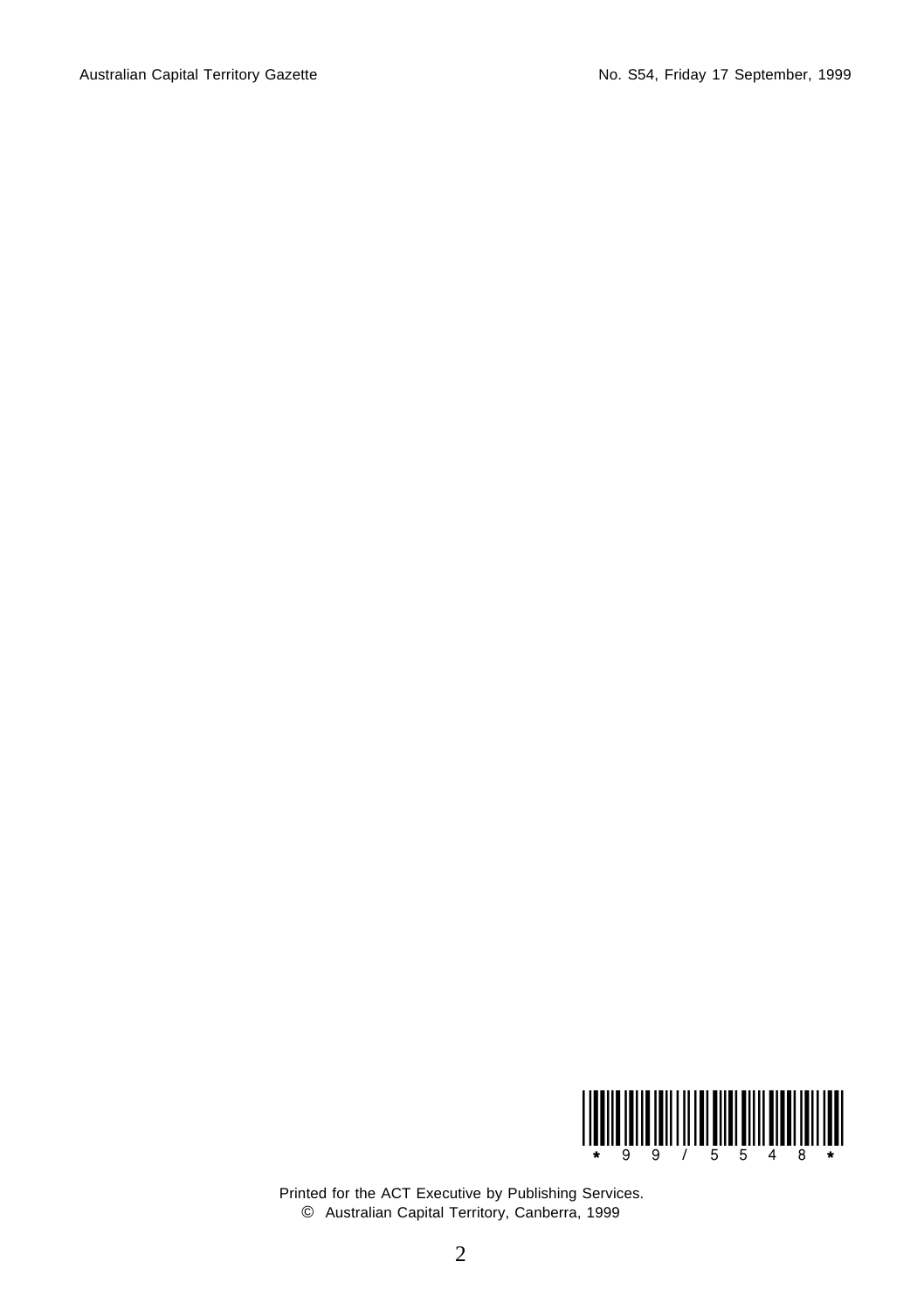*99/5548*

Printed for the ACT Executive by Publishing Services.

© Australian Capital Territory, Canberra, 1999